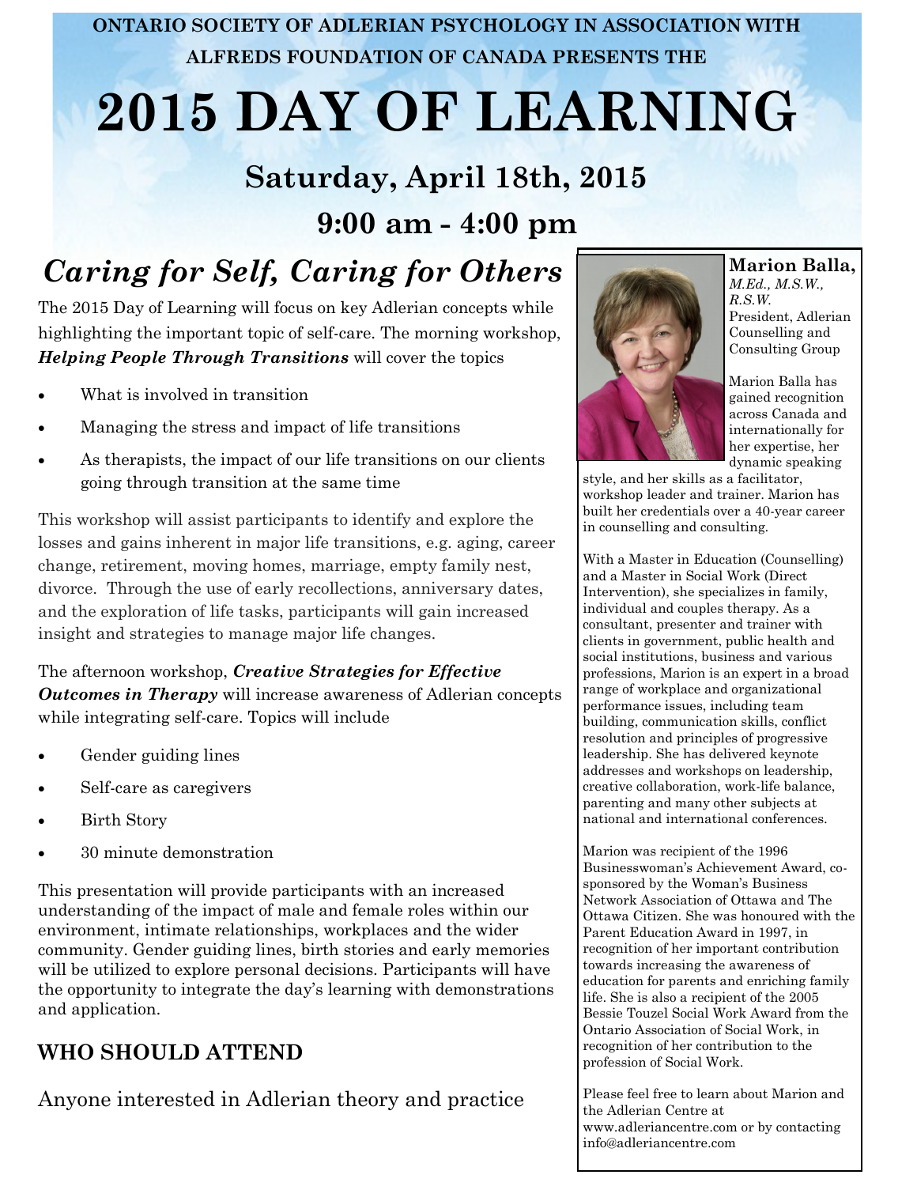ONTARIO SOCIETY OF ADLERIAN PSYCHOLOGY IN ASSOCIATION WITH ALFREDS FOUNDATION OF CANADA PRESENTS THE

# 2015 DAY OF LEARNING

## Saturday, April 18th, 2015

## 9:00 am - 4:00 pm

## *Caring for Self, Caring for Others*

The 2015 Day of Learning will focus on key Adlerian concepts while highlighting the important topic of self-care. The morning workshop, ***Helping People Through Transitions*** will cover the topics

- What is involved in transition
- Managing the stress and impact of life transitions
- As therapists, the impact of our life transitions on our clients going through transition at the same time

This workshop will assist participants to identify and explore the losses and gains inherent in major life transitions, e.g. aging, career change, retirement, moving homes, marriage, empty family nest, divorce. Through the use of early recollections, anniversary dates, and the exploration of life tasks, participants will gain increased insight and strategies to manage major life changes.

The afternoon workshop, ***Creative Strategies for Effective Outcomes in Therapy*** will increase awareness of Adlerian concepts while integrating self-care. Topics will include

- Gender guiding lines
- Self-care as caregivers
- Birth Story
- 30 minute demonstration

This presentation will provide participants with an increased understanding of the impact of male and female roles within our environment, intimate relationships, workplaces and the wider community. Gender guiding lines, birth stories and early memories will be utilized to explore personal decisions. Participants will have the opportunity to integrate the day's learning with demonstrations and application.

## WHO SHOULD ATTEND

Anyone interested in Adlerian theory and practice

**Marion Balla,**
*M.Ed., M.S.W., R.S.W.*
President, Adlerian Counselling and Consulting Group

Marion Balla has gained recognition across Canada and internationally for her expertise, her dynamic speaking style, and her skills as a facilitator, workshop leader and trainer. Marion has built her credentials over a 40-year career in counselling and consulting.

With a Master in Education (Counselling) and a Master in Social Work (Direct Intervention), she specializes in family, individual and couples therapy. As a consultant, presenter and trainer with clients in government, public health and social institutions, business and various professions, Marion is an expert in a broad range of workplace and organizational performance issues, including team building, communication skills, conflict resolution and principles of progressive leadership. She has delivered keynote addresses and workshops on leadership, creative collaboration, work-life balance, parenting and many other subjects at national and international conferences.

Marion was recipient of the 1996 Businesswoman's Achievement Award, co-sponsored by the Woman's Business Network Association of Ottawa and The Ottawa Citizen. She was honoured with the Parent Education Award in 1997, in recognition of her important contribution towards increasing the awareness of education for parents and enriching family life. She is also a recipient of the 2005 Bessie Touzel Social Work Award from the Ontario Association of Social Work, in recognition of her contribution to the profession of Social Work.

Please feel free to learn about Marion and the Adlerian Centre at www.adleriancentre.com or by contacting info@adleriancentre.com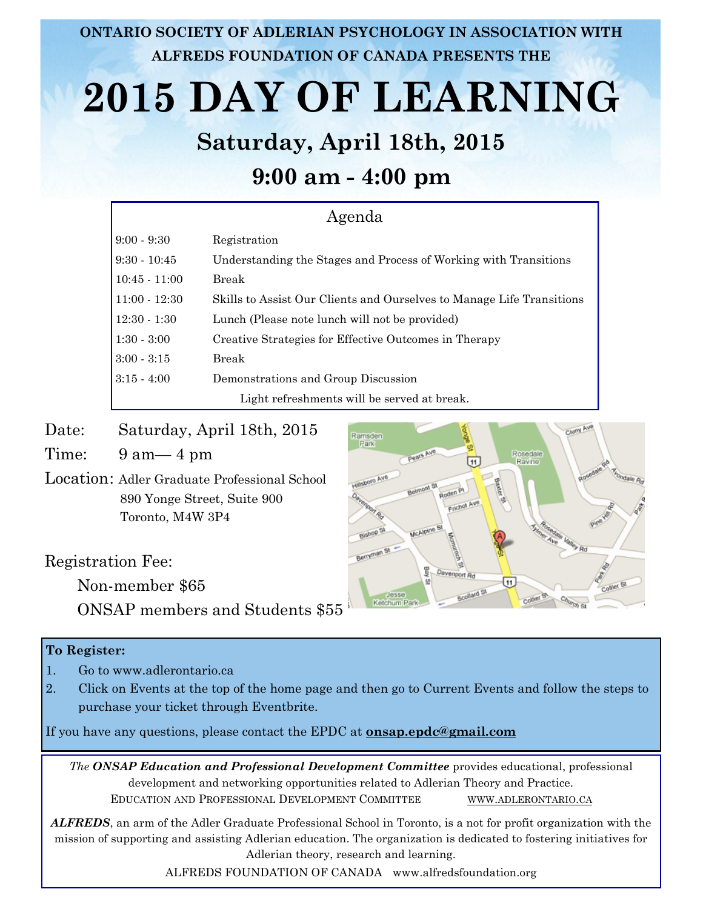**ONTARIO SOCIETY OF ADLERIAN PSYCHOLOGY IN ASSOCIATION WITH ALFREDS FOUNDATION OF CANADA PRESENTS THE**

# 2015 DAY OF LEARNING

## Saturday, April 18th, 2015

## 9:00 am - 4:00 pm

### Agenda

| | |
|---|---|
| 9:00 - 9:30 | Registration |
| 9:30 - 10:45 | Understanding the Stages and Process of Working with Transitions |
| 10:45 - 11:00 | Break |
| 11:00 - 12:30 | Skills to Assist Our Clients and Ourselves to Manage Life Transitions |
| 12:30 - 1:30 | Lunch (Please note lunch will not be provided) |
| 1:30 - 3:00 | Creative Strategies for Effective Outcomes in Therapy |
| 3:00 - 3:15 | Break |
| 3:15 - 4:00 | Demonstrations and Group Discussion |

Light refreshments will be served at break.

Date: Saturday, April 18th, 2015

Time: 9 am— 4 pm

Location: Adler Graduate Professional School
890 Yonge Street, Suite 900
Toronto, M4W 3P4

Registration Fee:

Non-member $65

ONSAP members and Students $55

**To Register:**

1. Go to www.adlerontario.ca
2. Click on Events at the top of the home page and then go to Current Events and follow the steps to purchase your ticket through Eventbrite.

If you have any questions, please contact the EPDC at **onsap.epdc@gmail.com**

*The* ***ONSAP Education and Professional Development Committee*** provides educational, professional development and networking opportunities related to Adlerian Theory and Practice.

EDUCATION AND PROFESSIONAL DEVELOPMENT COMMITTEE WWW.ADLERONTARIO.CA

***ALFREDS***, an arm of the Adler Graduate Professional School in Toronto, is a not for profit organization with the mission of supporting and assisting Adlerian education. The organization is dedicated to fostering initiatives for Adlerian theory, research and learning.

ALFREDS FOUNDATION OF CANADA www.alfredsfoundation.org